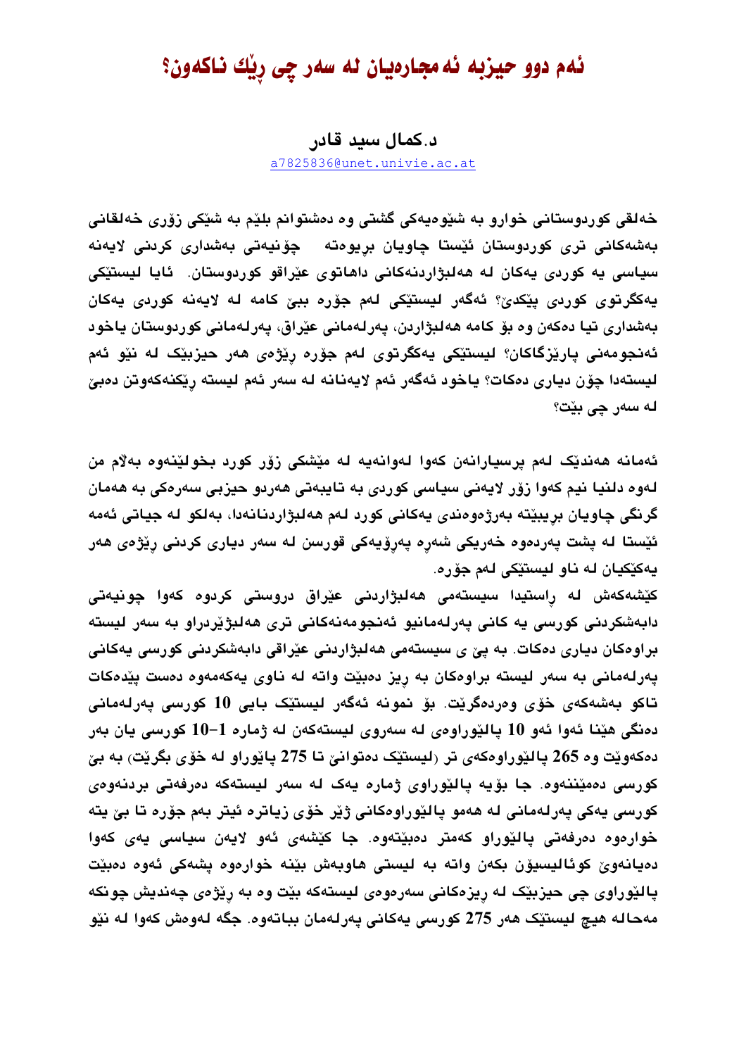# ئەم دوو حیزبە ئەمجارەیان لە سەر چی ڕێك ناكەون؟

**د.كمال سيد قادر**

a7825836@unet.univie.ac.at

خەلقی کوردوستانی خوارو بە شێوەیەکی گشتی وە دەشتوانم بلێم بە شێکی زۆری خەلقانی بەشەکانی تری کوردوستان ئێستا چاویان بریوەتە چۆنیەتی بەشداری کردنی لایەنە سیاسی یە کوردی یەکان لە هەلبژاردنەکانی داهاتوی عێراقو کوردوستان. ئایا لیستێکی یەکگرتوی کوردی پێکدیْ؟ ئەگەر لیستێکی لەم جۆرە ببیْ کامە لە لایەنە کوردی یەکان بەشداری تیا دەکەن وە بۆ کامە هەلبژاردن، پەرلەمانی عێراق، پەرلەمانی کوردوستان یاخود ئەنجومەنی پارێزگاکان؟ لیستێکی یەکگرتوی لەم جۆرە رێژەی هەر حیزبێک لە نێو ئەم لیستەدا چۆن دیاری دەکات؟ یاخود ئەگەر ئەم لایەنانە لە سەر ئەم لیستە رێکنەکەوتن دەبیْ لە سەر چی بێت؟

ئەمانە هەندێک لەم پرسیارانەن کەوا لەوانەیە لە مێشکی زۆر کورد بخولێنەوە بەلام من لەوە دلنیا نیم کەوا زۆر لایەنی سیاسی کوردی بە تایبەتی هەردو حیزبی سەرەکی بە هەمان گرنگی چاویان بریبێتە بەرژەوەندی یەکانی کورد لەم هەلبژاردنانەدا، بەلکو لە جیاتی ئەمە ئێستا لە پشت پەردەوە خەریکی شەرە پەرۆیەکی قورسن لە سەر دیاری کردنی رێژەی هەر یەکێکیان لە ناو لیستێکی لەم جۆرە.

کێشەکەش لە راستیدا سیستەمی هەلبژاردنی عێراق دروستی کردوە کەوا چونیەتی دابەشکردنی کورسی یە کانی پەرلەمانیو ئەنجومەنەکانی تری هەلبژێردراو بە سەر لیستە براوەکان دیاری دەکات. بە پێ ی سیستەمی هەلبژاردنی عێراقی دابەشکردنی کورسی یەکانی پەرلەمانی بە سەر لیستە براوەکان بە ریز دەبێت واتە لە ناوی یەکەمەوە دەست پێدەکات تاکو بەشەکەی خۆی وەردەگرێت. بۆ نمونە ئەگەر لیستێک بایی 10 کورسی پەرلەمانی دەنگی هێنا ئەوا ئەو 10 پالێوراوەی لە سەروی لیستەکەن لە ژمارە 1-10 کورسی یان بەر دەکەوێت وە 265 پالێوراوەکەی تر (لیستێک دەتوانیْ تا 275 پاێوراو لە خۆی بگرێت) بە بیْ کورسی دەمێننەوە. جا بۆیە پالێوراوی ژمارە یەک لە سەر لیستەکە دەرفەتی بردنەوەی کورسی یەکی پەرلەمانی لە هەمو پالێوراوەکانی ژێر خۆی زیاترە ئیتر بەم جۆرە تا بیْ یتە خوارەوە دەرفەتی پالێوراو کەمتر دەبێتەوە. جا کێشەی ئەو لایەن سیاسی یەی کەوا دەیانەویْ کوئالیسیۆن بکەن واتە بە لیستی هاوبەش بێنە خوارەوە پشەکی ئەوە دەبێت پالێوراوی چی حیزبێک لە ریزەکانی سەرەوەی لیستەکە بێت وە بە رێژەی چەندیش چونکە مەحالە هیچ لیستێک هەر 275 کورسی یەکانی پەرلەمان بباتەوە. جگە لەوەش کەوا لە نێو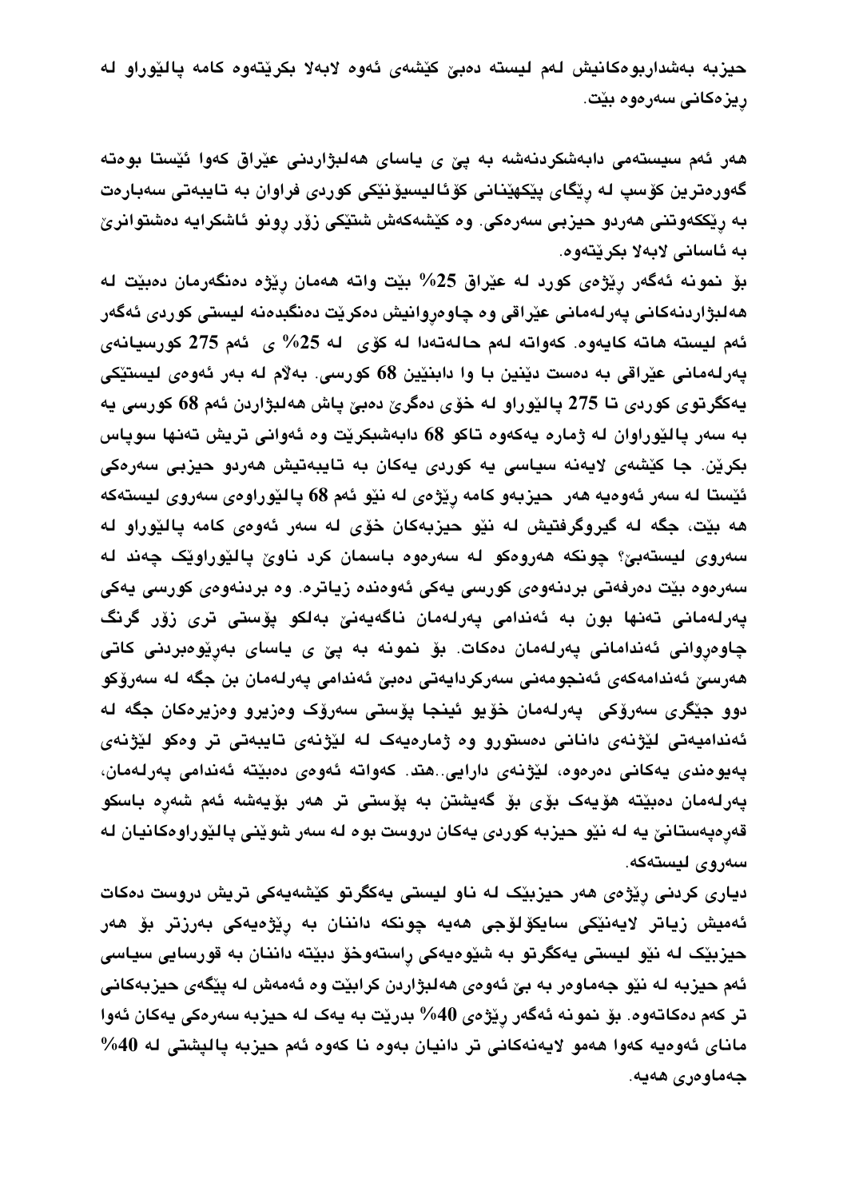حیزبە بەشداربوەکانیش لەم لیستە دەبێ کێشەی ئەوە لابەلا بکرێتەوە کامە پالێوراو لە ڕیزەکانی سەرەوە بێت.

هەر ئەم سیستەمی دابەشکردنەشە بە پێ ی یاسای هەلبژاردنی عێراق کەوا ئێستا بوەتە گەورەترین کۆسپ لە ڕێگای پێکهێنانی کۆئالیسیۆنێکی کوردی فراوان بە تایبەتی سەبارەت بە ڕێککەوتنی هەردو حیزبی سەرەکی. وە کێشەکەش شتێکی زۆر ڕونو ئاشکرایە دەشتوانرێ بە ئاسانی لابەلا بکرێتەوە.

بۆ نمونە ئەگەر ڕێژەی کورد لە عێراق 25% بێت واتە هەمان ڕێژە دەنگەرمان دەبێت لە هەلبژاردنەکانی پەرلەمانی عێراقی وە چاوەڕوانیش دەکرێت دەنگبدەنە لیستی کوردی ئەگەر ئەم لیستە هاتە کایەوە. کەواتە لەم حالەتەدا لە کۆی لە 25% ی ئەم 275 کورسیانەی پەرلەمانی عێراقی بە دەست دێنین با وا دابنێین 68 کورسی. بەلام لە بەر ئەوەی لیستێکی یەکگرتوی کوردی تا 275 پالێوراو لە خۆی دەگرێ دەبێ پاش هەلبژاردن ئەم 68 کورسی یە بە سەر پالێوراوان لە ژمارە یەکەوە تاکو 68 دابەشبکرێت وە ئەوانی تریش تەنها سوپاس بکرێن. جا کێشەی لایەنە سیاسی یە کوردی یەکان بە تایبەتیش هەردو حیزبی سەرەکی ئێستا لە سەر ئەوەیە هەر حیزبەو کامە ڕێژەی لە نێو ئەم 68 پالێوراوەی سەروی لیستەکە هە بێت، جگە لە گیروگرفتیش لە نێو حیزبەکان خۆی لە سەر ئەوەی کامە پالێوراو لە سەروی لیستەبێ؟ چونکە هەروەکو لە سەرەوە باسمان کرد ناوێ پالێوراوێک چەند لە سەرەوە بێت دەرفەتی بردنەوەی کورسی یەکی ئەوەندە زیاترە. وە بردنەوەی کورسی یەکی پەرلەمانی تەنها بون بە ئەندامی پەرلەمان ناگەیەنێ بەلکو پۆستی تری زۆر گرنگ چاوەڕوانی ئەندامانی پەرلەمان دەکات. بۆ نمونە بە پێ ی یاسای بەڕێوەبردنی کاتی هەرسێ ئەندامەکەی ئەنجومەنی سەرکردایەتی دەبێ ئەندامی پەرلەمان بن جگە لە سەرۆکو دوو جێگری سەرۆکی پەرلەمان خۆیو ئینجا پۆستی سەرۆک وەزیرو وەزیرەکان جگە لە ئەندامیەتی لێژنەی دانانی دەستورو وە ژمارەیەک لە لێژنەی تایبەتی تر وەکو لێژنەی پەیوەندی یەکانی دەرەوە، لێژنەی دارایی..هتد. کەواتە ئەوەی دەبێتە ئەندامی پەرلەمان، پەرلەمان دەبێتە هۆیەک بۆی بۆ گەیشتن بە پۆستی تر هەر بۆیەشە ئەم شەڕە باسکو قەڕەپەستانێ یە لە نێو حیزبە کوردی یەکان دروست بوە لە سەر شوێنی پالێوراوەکانیان لە سەروی لیستەکە.

دیاری کردنی ڕێژەی هەر حیزبێک لە ناو لیستی یەکگرتو کێشەیەکی تریش دروست دەکات ئەمیش زیاتر لایەنێکی سایکۆلۆجی هەیە چونکە دانانی بە ڕێژەیەکی بەرزتر بۆ هەر حیزبێک لە نێو لیستی یەکگرتو بە شێوەیەکی ڕاستەوخۆ دبێتە دانانی بە قورسایی سیاسی ئەم حیزبە لە نێو جەماوەر بە بێ ئەوەی هەلبژاردن کرابێت وە ئەمەش لە پێگەی حیزبەکانی تر کەم دەکاتەوە. بۆ نمونە ئەگەر ڕێژەی 40% بدرێت بە یەک لە حیزبە سەرەکی یەکان ئەوا مانای ئەوەیە کەوا هەمو لایەنەکانی تر دانیان بەوە نا کەوە ئەم حیزبە پالپشتی لە 40% جەماوەری هەیە.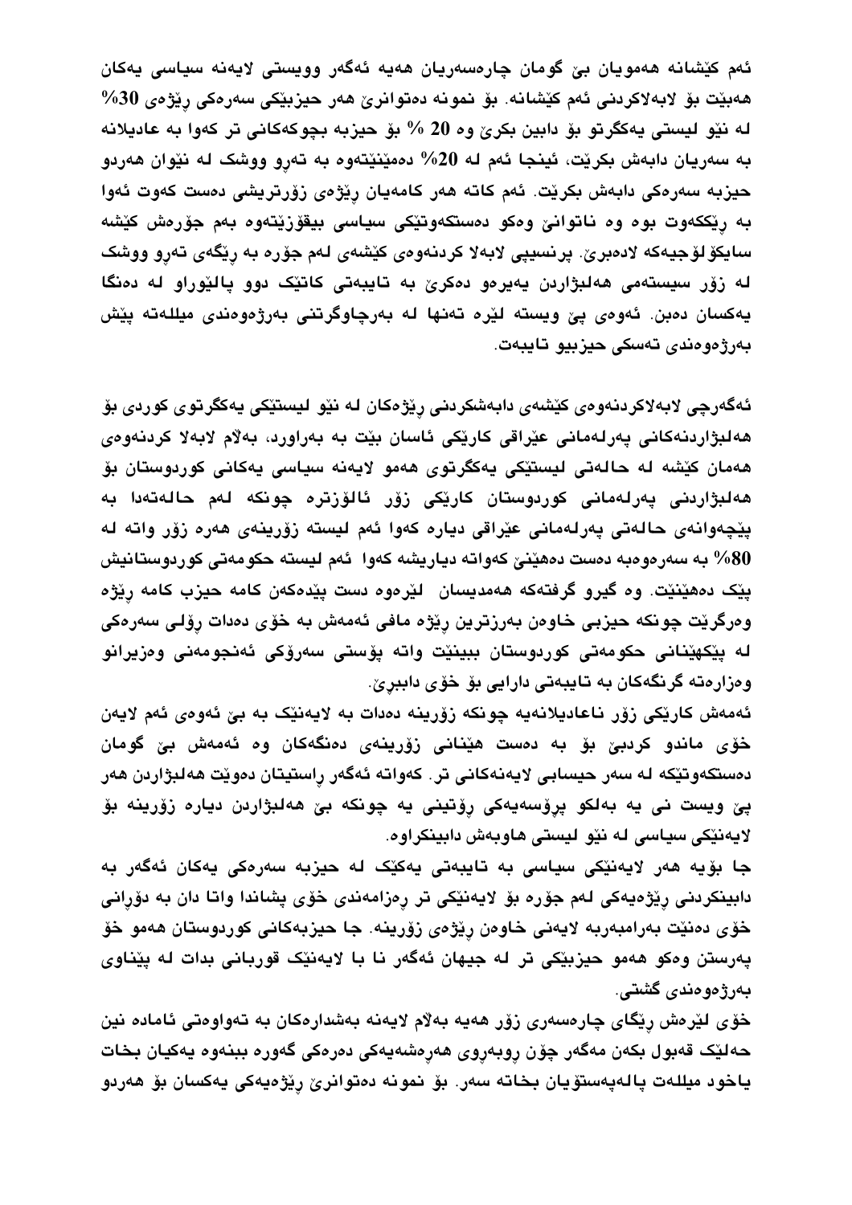ئەم کێشانە هەموویان بێ گومان چارەسەریان هەیە ئەگەر وویستی لایەنە سیاسی یەکان هەبێت بۆ لابەلاکردنی ئەم کێشانە. بۆ نمونە دەتوانرێ هەر حیزبێکی سەرەکی ڕێژەی 30% لە نێو لیستی یەکگرتو بۆ دابین بکرێ وە 20 % بۆ حیزبە بچوکەکانی تر کەوا بە عادیلانە بە سەریان دابەش بکرێت، ئینجا ئەم لە 20% دەمێنێتەوە بە تەرو ووشک لە نێوان هەردو حیزبە سەرەکی دابەش بکرێت. ئەم کاتە هەر کامەیان ڕێژەی زۆرتریشی دەست کەوت ئەوا بە ڕێککەوت بوە وە ناتوانێ وەکو دەستکەوتێکی سیاسی بیقۆزێتەوە بەم جۆرەش کێشە سایکۆلۆجیەکە لادەبرێ. پرنسیپی لابەلا کردنەوەی کێشەی لەم جۆرە بە ڕێگەی تەرو ووشک لە زۆر سیستەمی هەلبژاردن پەیرەو دەکرێ بە تایبەتی کاتێک دوو پالێوراو لە دەنگا یەکسان دەبن. ئەوەی پێ ویستە لێرە تەنها لە بەرچاوگرتنی بەرژەوەندی میللەتە پێش بەرژەوەندی تەسکی حیزبیو تایبەت.

ئەگەرچی لابەلاکردنەوەی کێشەی دابەشکردنی ڕێژەکان لە نێو لیستێکی یەکگرتوی کوردی بۆ هەلبژاردنەکانی پەرلەمانی عێراقی کارێکی ئاسان بێت بە بەراورد، بەلام لابەلا کردنەوەی هەمان کێشە لە حالەتی لیستێکی یەکگرتوی هەمو لایەنە سیاسی یەکانی کوردوستان بۆ هەلبژاردنی پەرلەمانی کوردوستان کارێکی زۆر ئالۆزترە چونکە لەم حالەتەدا بە پێچەوانەی حالەتی پەرلەمانی عێراقی دیارە کەوا ئەم لیستە زۆرینەی هەرە زۆر واتە لە 80% بە سەرەوەبە دەست دەهێنێ کەواتە دیاریشە کەوا ئەم لیستە حکومەتی کوردوستانیش پێک دەهێنێت. وە گیرو گرفتەکە هەمدیسان لێرەوە دست پێدەکەن کامە حیزب کامە ڕێژە وەرگرێت چونکە حیزبی خاوەن بەرزترین ڕێژە مافی ئەمەش بە خۆی دەدات ڕۆلی سەرەکی لە پێکهێنانی حکومەتی کوردوستان ببینێت واتە پۆستی سەرۆکی ئەنجومەنی وەزیرانو وەزارەتە گرنگەکان بە تایبەتی دارایی بۆ خۆی دابب‌ڕێ.

ئەمەش کارێکی زۆر ناعادیلانەیە چونکە زۆرینە دەدات بە لایەنێک بە بێ ئەوەی ئەم لایەن خۆی ماندو کردبێ بۆ بە دەست هێنانی زۆرینەی دەنگەکان وە ئەمەش بێ گومان دەستکەوتێکە لە سەر حیسابی لایەنەکانی تر. کەواتە ئەگەر ڕاستیتان دەوێت هەلبژاردن هەر پێ ویست نی یە بەلکو پرۆسەیەکی ڕۆتینی یە چونکە بێ هەلبژاردن دیارە زۆرینە بۆ لایەنێکی سیاسی لە نێو لیستی هاوبەش دابینکراوە.

جا بۆیە هەر لایەنێکی سیاسی بە تایبەتی یەکێک لە حیزبە سەرەکی یەکان ئەگەر بە دابینکردنی ڕێژەیەکی لەم جۆرە بۆ لایەنێکی تر ڕەزامەندی خۆی پشاندا واتا دان بە دۆڕانی خۆی دەنێت بەرامبەربە لایەنی خاوەن ڕێژەی زۆرینە. جا حیزبەکانی کوردوستان هەمو خۆ پەرستن وەکو هەمو حیزبێکی تر لە جیهان ئەگەر نا با لایەنێک قوربانی بدات لە پێناوی بەرژەوەندی گشتی.

خۆی لێرەش ڕێگای چارەسەری زۆر هەیە بەلام لایەنە بەشدارەکان بە تەواوەتی ئامادە نین حەلێک قەبول بکەن مەگەر چۆن ڕووبەڕوی هەڕەشەیەکی دەرەکی گەورە ببنەوە یەکیان بخات یاخود میللەت پالەپەستۆیان بخاتە سەر. بۆ نمونە دەتوانرێ ڕێژەیەکی یەکسان بۆ هەردو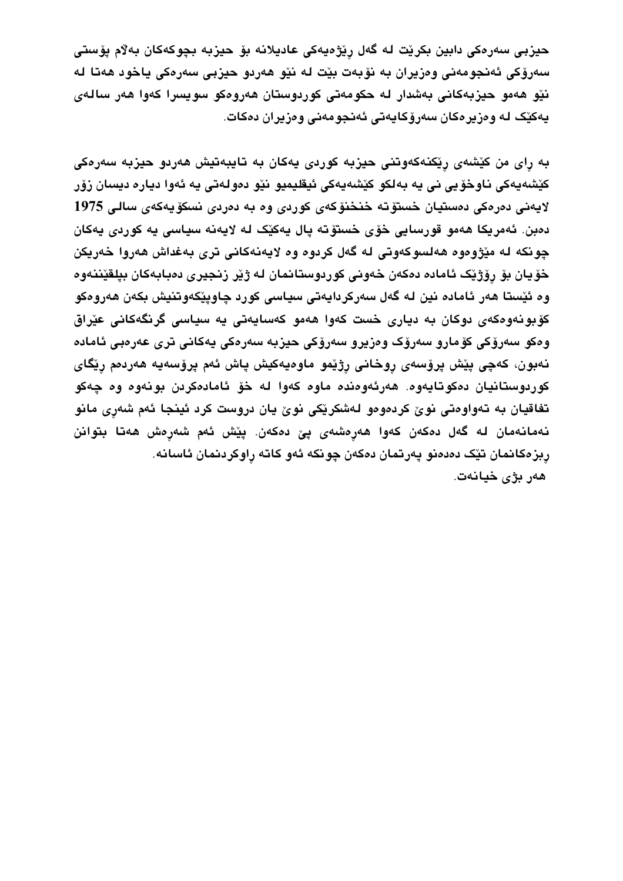حیزبی سەرەکی دابین بکرێت لە گەل ڕێژەیەکی عادیلانە بۆ حیزبە بچوکەکان بەلام پۆستی سەرۆکی ئەنجومەنی وەزیران بە نۆبەت بێت لە نێو هەردو حیزبی سەرەکی یاخود هەتا لە نێو هەمو حیزبەکانی بەشدار لە حکومەتی کوردوستان هەروەکو سویسرا کەوا هەر سالەی یەکێک لە وەزیرەکان سەرۆکایەتی ئەنجومەنی وەزیران دەکات.

بە ڕای من کێشەی ڕێکنەکەوتنی حیزبە کوردی یەکان بە تایبەتیش هەردو حیزبە سەرەکی کێشەیەکی ناوخۆیی نی یە بەلکو کێشەیەکی ئیقلیمیو نێو دەولەتی یە ئەوا دیارە دیسان زۆر لایەنی دەرەکی دەستیان خستۆتە خنخنۆکەی کوردی وە بە دەردی نسکۆیەکەی سالی 1975 دەبن. ئەمریکا هەمو قورسایی خۆی خستۆتە پال یەکێک لە لایەنە سیاسی یە کوردی یەکان چونکە لە مێژوەوە هەلسوکەوتی لە گەل کردوە وە لایەنەکانی تری بەغداش هەروا خەریکن خۆیان بۆ ڕۆژێک ئامادە دەکەن خەونی کوردوستانمان لە ژێر زنجیری دەبابەکان بپلقێننەوە وە ئێستا هەر ئامادە نین لە گەل سەرکردایەتی سیاسی کورد چاوپێکەوتنیش بکەن هەروەکو کۆبونەوەکەی دوکان بە دیاری خست کەوا هەمو کەسایەتی یە سیاسی گرنگەکانی عێراق وەکو سەرۆکی کۆمارو سەرۆک وەزیرو سەرۆکی حیزبە سەرەکی یەکانی تری عەرەبی ئامادە نەبون، کەچی پێش پرۆسەی ڕوخانی ڕژێمو ماوەیەکیش پاش ئەم پرۆسەیە هەردەم ڕێگای کوردوستانیان دەکوتایەوە. هەرئەوەندە ماوە کەوا لە خۆ ئامادەکردن بونەوە وە چەکو تفاقیان بە تەواوەتی نوێ کردەوەو لەشکرێکی نوێ یان دروست کرد ئینجا ئەم شەڕی مانو نەمانەمان لە گەل دەکەن کەوا هەڕەشەی پێ دەکەن. پێش ئەم شەڕەش هەتا بتوانن ڕیزەکانمان تێک دەدەنو پەرتمان دەکەن چونکە ئەو کاتە ڕاوکردنمان ئاسانە.

هەر بژی خیانەت.